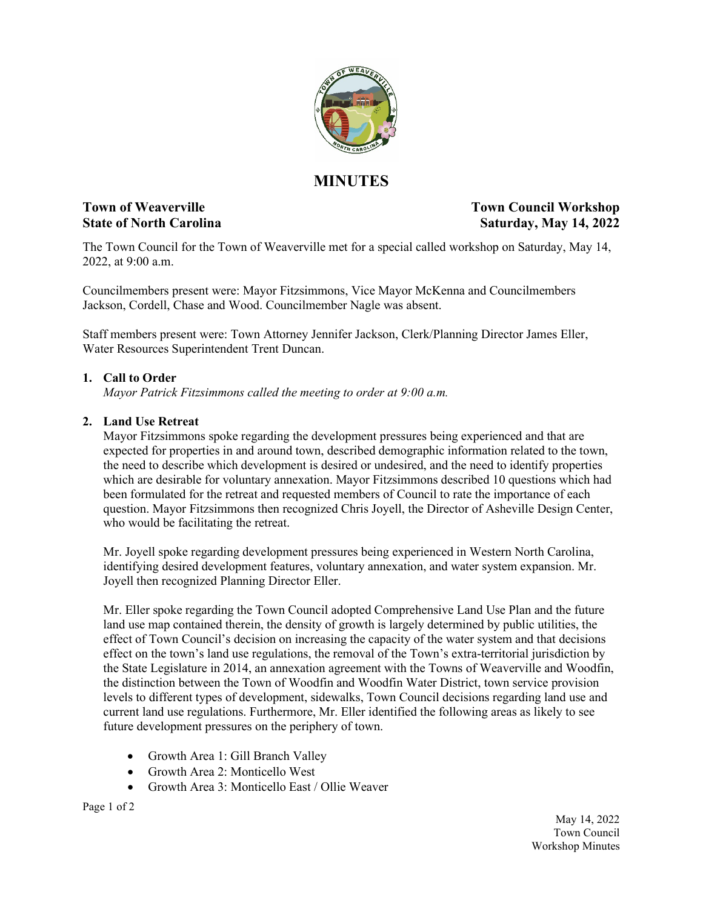# MINUTES

**Town of Weaverville**
**State of North Carolina**

**Town Council Workshop**
**Saturday, May 14, 2022**

The Town Council for the Town of Weaverville met for a special called workshop on Saturday, May 14, 2022, at 9:00 a.m.

Councilmembers present were: Mayor Fitzsimmons, Vice Mayor McKenna and Councilmembers Jackson, Cordell, Chase and Wood. Councilmember Nagle was absent.

Staff members present were: Town Attorney Jennifer Jackson, Clerk/Planning Director James Eller, Water Resources Superintendent Trent Duncan.

1. **Call to Order**
   *Mayor Patrick Fitzsimmons called the meeting to order at 9:00 a.m.*

2. **Land Use Retreat**
   Mayor Fitzsimmons spoke regarding the development pressures being experienced and that are expected for properties in and around town, described demographic information related to the town, the need to describe which development is desired or undesired, and the need to identify properties which are desirable for voluntary annexation. Mayor Fitzsimmons described 10 questions which had been formulated for the retreat and requested members of Council to rate the importance of each question. Mayor Fitzsimmons then recognized Chris Joyell, the Director of Asheville Design Center, who would be facilitating the retreat.

   Mr. Joyell spoke regarding development pressures being experienced in Western North Carolina, identifying desired development features, voluntary annexation, and water system expansion. Mr. Joyell then recognized Planning Director Eller.

   Mr. Eller spoke regarding the Town Council adopted Comprehensive Land Use Plan and the future land use map contained therein, the density of growth is largely determined by public utilities, the effect of Town Council's decision on increasing the capacity of the water system and that decisions effect on the town's land use regulations, the removal of the Town's extra-territorial jurisdiction by the State Legislature in 2014, an annexation agreement with the Towns of Weaverville and Woodfin, the distinction between the Town of Woodfin and Woodfin Water District, town service provision levels to different types of development, sidewalks, Town Council decisions regarding land use and current land use regulations. Furthermore, Mr. Eller identified the following areas as likely to see future development pressures on the periphery of town.

   - Growth Area 1: Gill Branch Valley
   - Growth Area 2: Monticello West
   - Growth Area 3: Monticello East / Ollie Weaver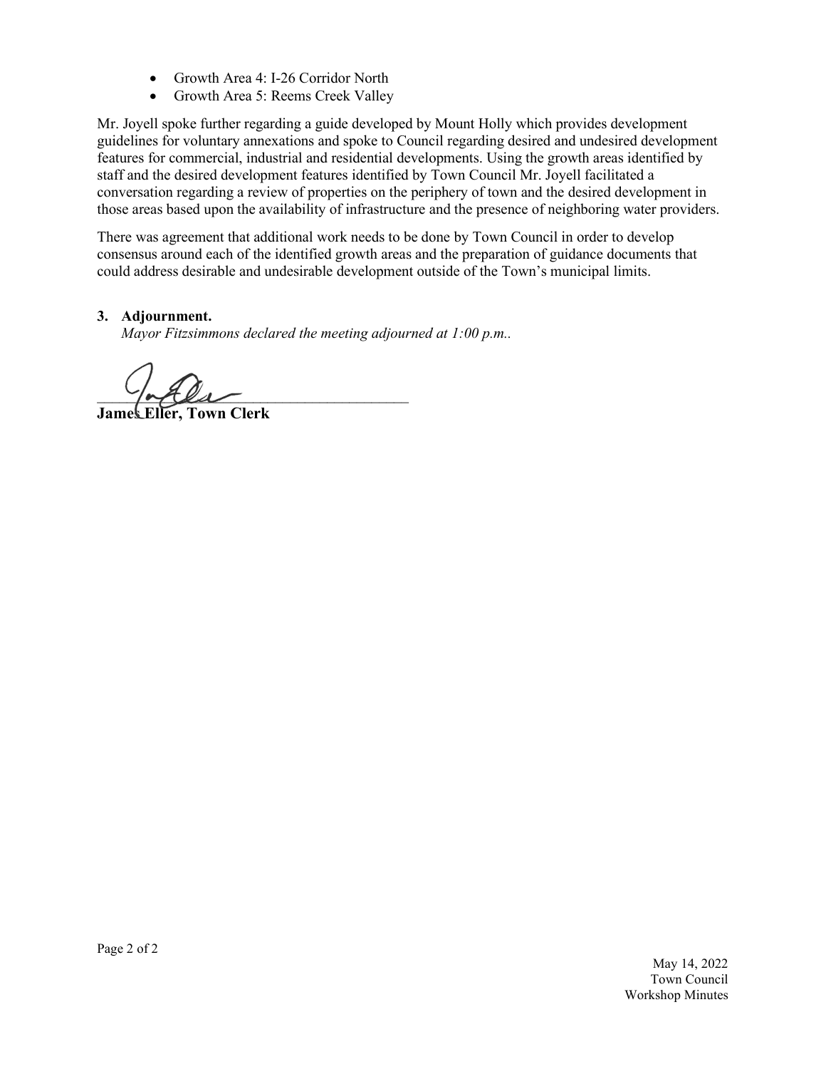- Growth Area 4: I-26 Corridor North
- Growth Area 5: Reems Creek Valley

Mr. Joyell spoke further regarding a guide developed by Mount Holly which provides development guidelines for voluntary annexations and spoke to Council regarding desired and undesired development features for commercial, industrial and residential developments. Using the growth areas identified by staff and the desired development features identified by Town Council Mr. Joyell facilitated a conversation regarding a review of properties on the periphery of town and the desired development in those areas based upon the availability of infrastructure and the presence of neighboring water providers.

There was agreement that additional work needs to be done by Town Council in order to develop consensus around each of the identified growth areas and the preparation of guidance documents that could address desirable and undesirable development outside of the Town's municipal limits.

**3. Adjournment.**

*Mayor Fitzsimmons declared the meeting adjourned at 1:00 p.m..*

\_\_\_\_\_\_\_\_\_\_\_\_\_\_\_\_\_\_\_\_\_\_\_\_\_\_\_\_\_\_\_\_\_\_\_\_\_\_\_\_

**James Eller, Town Clerk**